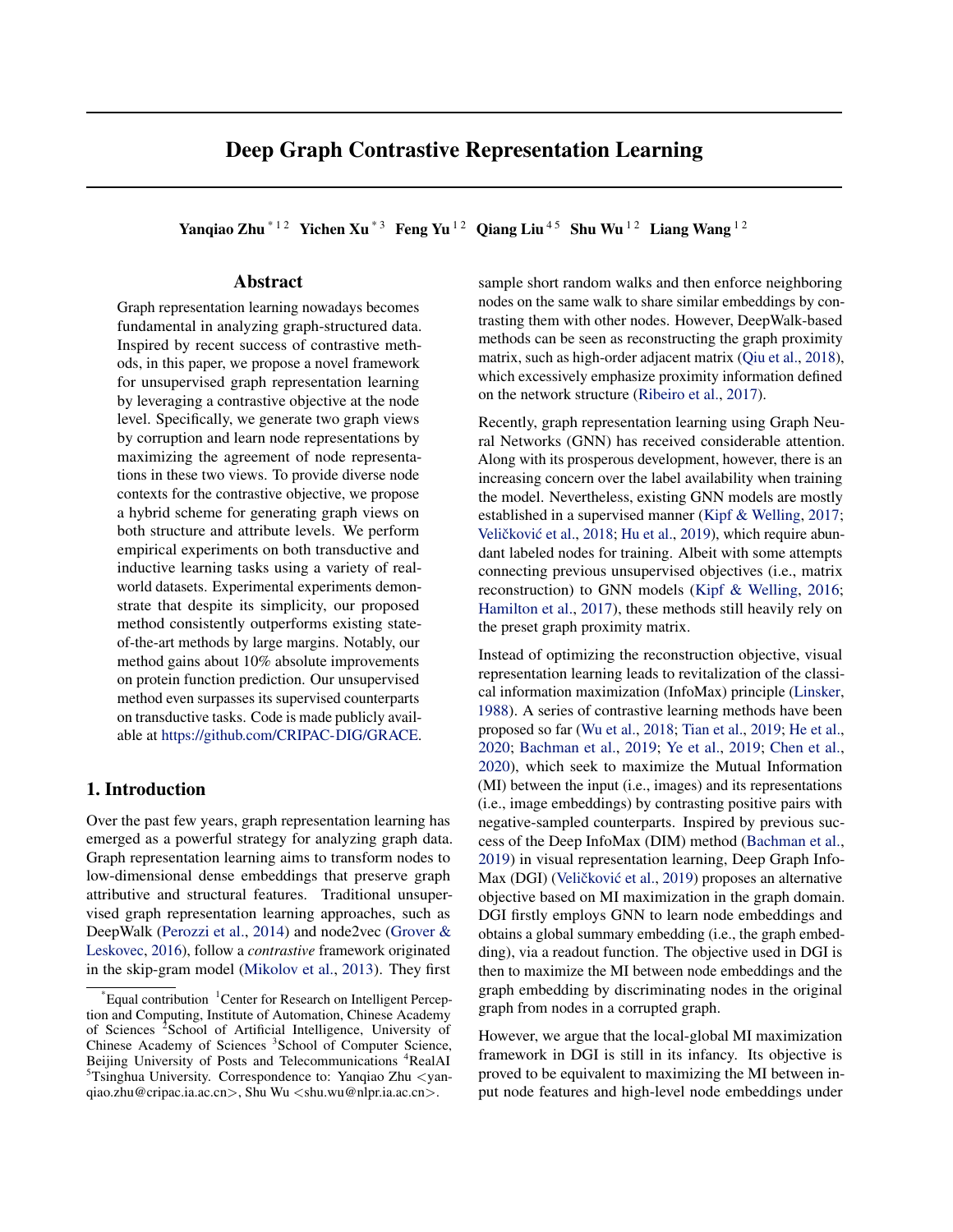# Deep Graph Contrastive Representation Learning

**Yanqiao Zhu** [*1 2] **Yichen Xu** [*3] **Feng Yu** [1 2] **Qiang Liu** [4 5] **Shu Wu** [1 2] **Liang Wang** [1 2]

## Abstract

Graph representation learning nowadays becomes fundamental in analyzing graph-structured data. Inspired by recent success of contrastive methods, in this paper, we propose a novel framework for unsupervised graph representation learning by leveraging a contrastive objective at the node level. Specifically, we generate two graph views by corruption and learn node representations by maximizing the agreement of node representations in these two views. To provide diverse node contexts for the contrastive objective, we propose a hybrid scheme for generating graph views on both structure and attribute levels. We perform empirical experiments on both transductive and inductive learning tasks using a variety of real-world datasets. Experimental experiments demonstrate that despite its simplicity, our proposed method consistently outperforms existing state-of-the-art methods by large margins. Notably, our method gains about 10% absolute improvements on protein function prediction. Our unsupervised method even surpasses its supervised counterparts on transductive tasks. Code is made publicly available at https://github.com/CRIPAC-DIG/GRACE.

## 1. Introduction

Over the past few years, graph representation learning has emerged as a powerful strategy for analyzing graph data. Graph representation learning aims to transform nodes to low-dimensional dense embeddings that preserve graph attributive and structural features. Traditional unsupervised graph representation learning approaches, such as DeepWalk (Perozzi et al., 2014) and node2vec (Grover & Leskovec, 2016), follow a *contrastive* framework originated in the skip-gram model (Mikolov et al., 2013). They first sample short random walks and then enforce neighboring nodes on the same walk to share similar embeddings by contrasting them with other nodes. However, DeepWalk-based methods can be seen as reconstructing the graph proximity matrix, such as high-order adjacent matrix (Qiu et al., 2018), which excessively emphasize proximity information defined on the network structure (Ribeiro et al., 2017).

Recently, graph representation learning using Graph Neural Networks (GNN) has received considerable attention. Along with its prosperous development, however, there is an increasing concern over the label availability when training the model. Nevertheless, existing GNN models are mostly established in a supervised manner (Kipf & Welling, 2017; Veličković et al., 2018; Hu et al., 2019), which require abundant labeled nodes for training. Albeit with some attempts connecting previous unsupervised objectives (i.e., matrix reconstruction) to GNN models (Kipf & Welling, 2016; Hamilton et al., 2017), these methods still heavily rely on the preset graph proximity matrix.

Instead of optimizing the reconstruction objective, visual representation learning leads to revitalization of the classical information maximization (InfoMax) principle (Linsker, 1988). A series of contrastive learning methods have been proposed so far (Wu et al., 2018; Tian et al., 2019; He et al., 2020; Bachman et al., 2019; Ye et al., 2019; Chen et al., 2020), which seek to maximize the Mutual Information (MI) between the input (i.e., images) and its representations (i.e., image embeddings) by contrasting positive pairs with negative-sampled counterparts. Inspired by previous success of the Deep InfoMax (DIM) method (Bachman et al., 2019) in visual representation learning, Deep Graph InfoMax (DGI) (Veličković et al., 2019) proposes an alternative objective based on MI maximization in the graph domain. DGI firstly employs GNN to learn node embeddings and obtains a global summary embedding (i.e., the graph embedding), via a readout function. The objective used in DGI is then to maximize the MI between node embeddings and the graph embedding by discriminating nodes in the original graph from nodes in a corrupted graph.

However, we argue that the local-global MI maximization framework in DGI is still in its infancy. Its objective is proved to be equivalent to maximizing the MI between input node features and high-level node embeddings under

---

[*]Equal contribution [1]Center for Research on Intelligent Perception and Computing, Institute of Automation, Chinese Academy of Sciences [2]School of Artificial Intelligence, University of Chinese Academy of Sciences [3]School of Computer Science, Beijing University of Posts and Telecommunications [4]RealAI [5]Tsinghua University. Correspondence to: Yanqiao Zhu <yanqiao.zhu@cripac.ia.ac.cn>, Shu Wu <shu.wu@nlpr.ia.ac.cn>.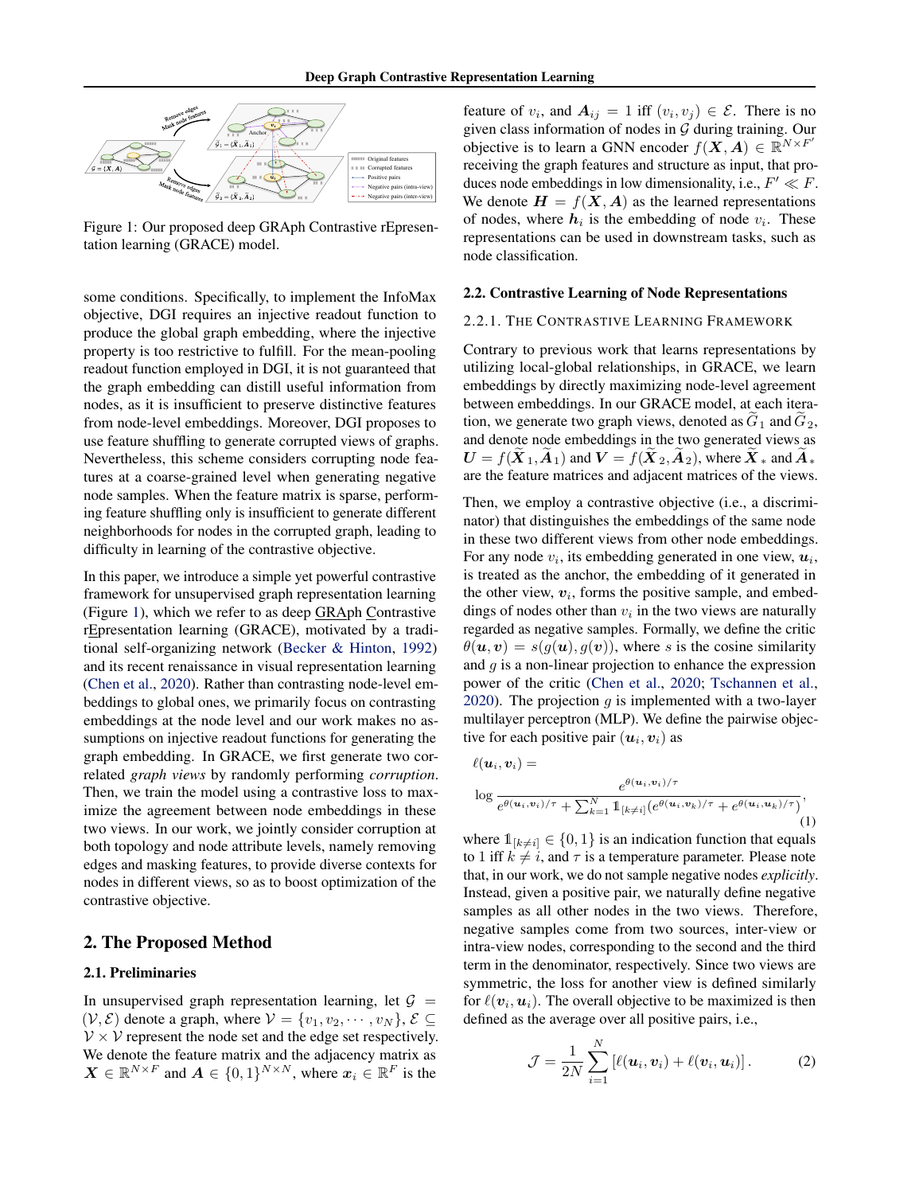Figure 1: Our proposed deep GRAph Contrastive rEpresentation learning (GRACE) model.

some conditions. Specifically, to implement the InfoMax objective, DGI requires an injective readout function to produce the global graph embedding, where the injective property is too restrictive to fulfill. For the mean-pooling readout function employed in DGI, it is not guaranteed that the graph embedding can distill useful information from nodes, as it is insufficient to preserve distinctive features from node-level embeddings. Moreover, DGI proposes to use feature shuffling to generate corrupted views of graphs. Nevertheless, this scheme considers corrupting node features at a coarse-grained level when generating negative node samples. When the feature matrix is sparse, performing feature shuffling only is insufficient to generate different neighborhoods for nodes in the corrupted graph, leading to difficulty in learning of the contrastive objective.

In this paper, we introduce a simple yet powerful contrastive framework for unsupervised graph representation learning (Figure 1), which we refer to as deep GRAph Contrastive rEpresentation learning (GRACE), motivated by a traditional self-organizing network (Becker & Hinton, 1992) and its recent renaissance in visual representation learning (Chen et al., 2020). Rather than contrasting node-level embeddings to global ones, we primarily focus on contrasting embeddings at the node level and our work makes no assumptions on injective readout functions for generating the graph embedding. In GRACE, we first generate two correlated *graph views* by randomly performing *corruption*. Then, we train the model using a contrastive loss to maximize the agreement between node embeddings in these two views. In our work, we jointly consider corruption at both topology and node attribute levels, namely removing edges and masking features, to provide diverse contexts for nodes in different views, so as to boost optimization of the contrastive objective.

## 2. The Proposed Method

### 2.1. Preliminaries

In unsupervised graph representation learning, let $\mathcal{G} = (\mathcal{V}, \mathcal{E})$ denote a graph, where $\mathcal{V} = \{v_1, v_2, \cdots, v_N\}$, $\mathcal{E} \subseteq \mathcal{V} \times \mathcal{V}$ represent the node set and the edge set respectively. We denote the feature matrix and the adjacency matrix as $\boldsymbol{X} \in \mathbb{R}^{N \times F}$ and $\boldsymbol{A} \in \{0, 1\}^{N \times N}$, where $\boldsymbol{x}_i \in \mathbb{R}^F$ is the feature of $v_i$, and $\boldsymbol{A}_{ij} = 1$ iff $(v_i, v_j) \in \mathcal{E}$. There is no given class information of nodes in $\mathcal{G}$ during training. Our objective is to learn a GNN encoder $f(\boldsymbol{X}, \boldsymbol{A}) \in \mathbb{R}^{N \times F'}$ receiving the graph features and structure as input, that produces node embeddings in low dimensionality, i.e., $F' \ll F$. We denote $\boldsymbol{H} = f(\boldsymbol{X}, \boldsymbol{A})$ as the learned representations of nodes, where $\boldsymbol{h}_i$ is the embedding of node $v_i$. These representations can be used in downstream tasks, such as node classification.

### 2.2. Contrastive Learning of Node Representations

#### 2.2.1. The Contrastive Learning Framework

Contrary to previous work that learns representations by utilizing local-global relationships, in GRACE, we learn embeddings by directly maximizing node-level agreement between embeddings. In our GRACE model, at each iteration, we generate two graph views, denoted as $\widetilde{G}_1$ and $\widetilde{G}_2$, and denote node embeddings in the two generated views as $\boldsymbol{U} = f(\widetilde{\boldsymbol{X}}_1, \widetilde{\boldsymbol{A}}_1)$ and $\boldsymbol{V} = f(\widetilde{\boldsymbol{X}}_2, \widetilde{\boldsymbol{A}}_2)$, where $\widetilde{\boldsymbol{X}}_*$ and $\widetilde{\boldsymbol{A}}_*$ are the feature matrices and adjacent matrices of the views.

Then, we employ a contrastive objective (i.e., a discriminator) that distinguishes the embeddings of the same node in these two different views from other node embeddings. For any node $v_i$, its embedding generated in one view, $\boldsymbol{u}_i$, is treated as the anchor, the embedding of it generated in the other view, $\boldsymbol{v}_i$, forms the positive sample, and embeddings of nodes other than $v_i$ in the two views are naturally regarded as negative samples. Formally, we define the critic $\theta(\boldsymbol{u}, \boldsymbol{v}) = s(g(\boldsymbol{u}), g(\boldsymbol{v}))$, where $s$ is the cosine similarity and $g$ is a non-linear projection to enhance the expression power of the critic (Chen et al., 2020; Tschannen et al., 2020). The projection $g$ is implemented with a two-layer multilayer perceptron (MLP). We define the pairwise objective for each positive pair $(\boldsymbol{u}_i, \boldsymbol{v}_i)$ as

$$\ell(\boldsymbol{u}_i, \boldsymbol{v}_i) = \log \frac{e^{\theta(\boldsymbol{u}_i, \boldsymbol{v}_i)/\tau}}{e^{\theta(\boldsymbol{u}_i, \boldsymbol{v}_i)/\tau} + \sum_{k=1}^{N} \mathbb{1}_{[k \neq i]} (e^{\theta(\boldsymbol{u}_i, \boldsymbol{v}_k)/\tau} + e^{\theta(\boldsymbol{u}_i, \boldsymbol{u}_k)/\tau})}, \tag{1}$$

where $\mathbb{1}_{[k \neq i]} \in \{0, 1\}$ is an indication function that equals to 1 iff $k \neq i$, and $\tau$ is a temperature parameter. Please note that, in our work, we do not sample negative nodes *explicitly*. Instead, given a positive pair, we naturally define negative samples as all other nodes in the two views. Therefore, negative samples come from two sources, inter-view or intra-view nodes, corresponding to the second and the third term in the denominator, respectively. Since two views are symmetric, the loss for another view is defined similarly for $\ell(\boldsymbol{v}_i, \boldsymbol{u}_i)$. The overall objective to be maximized is then defined as the average over all positive pairs, i.e.,

$$\mathcal{J} = \frac{1}{2N} \sum_{i=1}^{N} \left[ \ell(\boldsymbol{u}_i, \boldsymbol{v}_i) + \ell(\boldsymbol{v}_i, \boldsymbol{u}_i) \right]. \tag{2}$$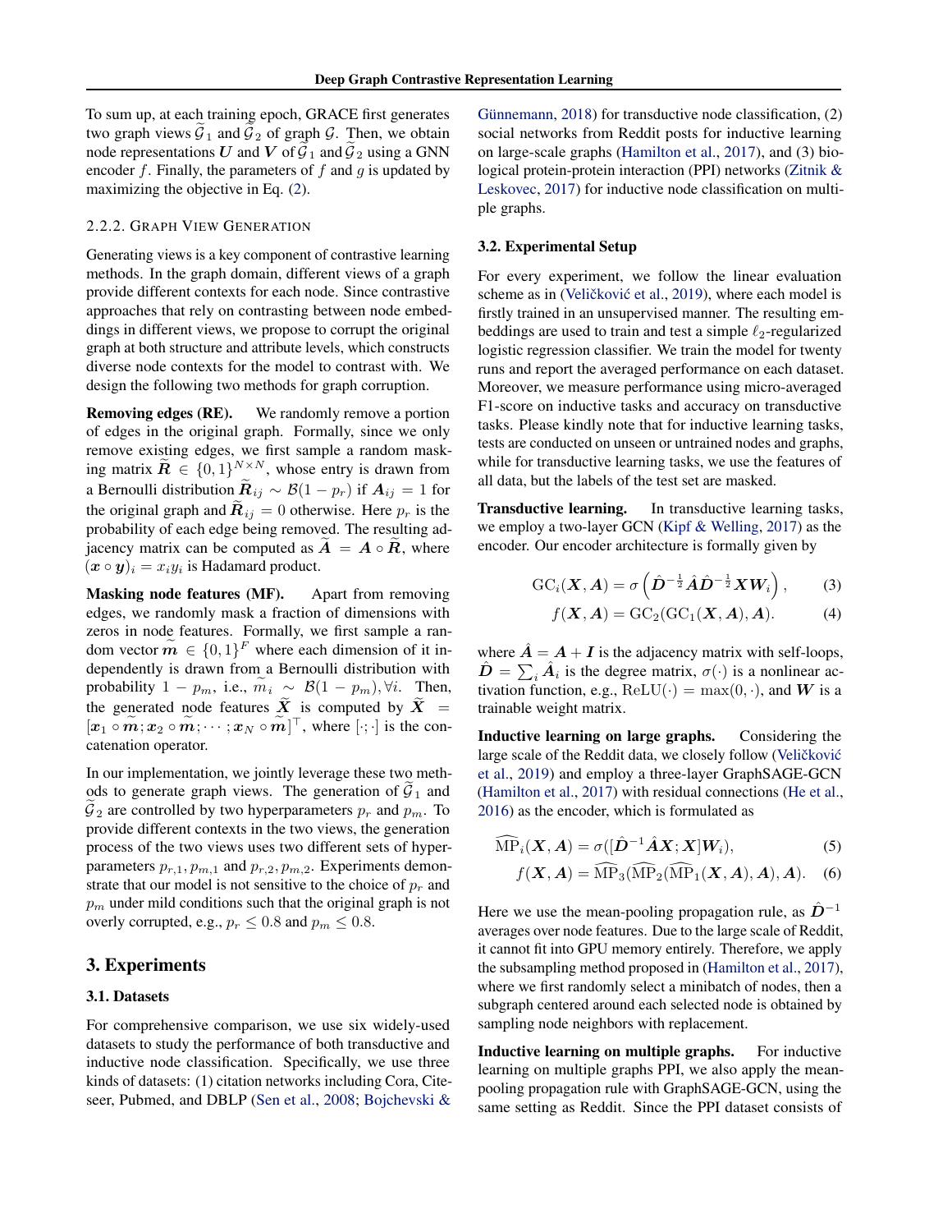To sum up, at each training epoch, GRACE first generates two graph views $\widetilde{\mathcal{G}}_1$ and $\widetilde{\mathcal{G}}_2$ of graph $\mathcal{G}$. Then, we obtain node representations $\boldsymbol{U}$ and $\boldsymbol{V}$ of $\widetilde{\mathcal{G}}_1$ and $\widetilde{\mathcal{G}}_2$ using a GNN encoder $f$. Finally, the parameters of $f$ and $g$ is updated by maximizing the objective in Eq. (2).

#### 2.2.2. Graph View Generation

Generating views is a key component of contrastive learning methods. In the graph domain, different views of a graph provide different contexts for each node. Since contrastive approaches that rely on contrasting between node embeddings in different views, we propose to corrupt the original graph at both structure and attribute levels, which constructs diverse node contexts for the model to contrast with. We design the following two methods for graph corruption.

**Removing edges (RE).** We randomly remove a portion of edges in the original graph. Formally, since we only remove existing edges, we first sample a random masking matrix $\widetilde{\boldsymbol{R}} \in \{0,1\}^{N\times N}$, whose entry is drawn from a Bernoulli distribution $\widetilde{\boldsymbol{R}}_{ij} \sim \mathcal{B}(1-p_r)$ if $\boldsymbol{A}_{ij} = 1$ for the original graph and $\widetilde{\boldsymbol{R}}_{ij} = 0$ otherwise. Here $p_r$ is the probability of each edge being removed. The resulting adjacency matrix can be computed as $\widetilde{\boldsymbol{A}} = \boldsymbol{A} \circ \widetilde{\boldsymbol{R}}$, where $(\boldsymbol{x} \circ \boldsymbol{y})_i = x_i y_i$ is Hadamard product.

**Masking node features (MF).** Apart from removing edges, we randomly mask a fraction of dimensions with zeros in node features. Formally, we first sample a random vector $\widetilde{\boldsymbol{m}} \in \{0,1\}^F$ where each dimension of it independently is drawn from a Bernoulli distribution with probability $1-p_m$, i.e., $\widetilde{m}_i \sim \mathcal{B}(1-p_m), \forall i$. Then, the generated node features $\widetilde{\boldsymbol{X}}$ is computed by $\widetilde{\boldsymbol{X}} = [\boldsymbol{x}_1 \circ \widetilde{\boldsymbol{m}}; \boldsymbol{x}_2 \circ \widetilde{\boldsymbol{m}}; \cdots; \boldsymbol{x}_N \circ \widetilde{\boldsymbol{m}}]^\top$, where $[\cdot;\cdot]$ is the concatenation operator.

In our implementation, we jointly leverage these two methods to generate graph views. The generation of $\widetilde{\mathcal{G}}_1$ and $\widetilde{\mathcal{G}}_2$ are controlled by two hyperparameters $p_r$ and $p_m$. To provide different contexts in the two views, the generation process of the two views uses two different sets of hyperparameters $p_{r,1}, p_{m,1}$ and $p_{r,2}, p_{m,2}$. Experiments demonstrate that our model is not sensitive to the choice of $p_r$ and $p_m$ under mild conditions such that the original graph is not overly corrupted, e.g., $p_r \le 0.8$ and $p_m \le 0.8$.

## 3. Experiments

### 3.1. Datasets

For comprehensive comparison, we use six widely-used datasets to study the performance of both transductive and inductive node classification. Specifically, we use three kinds of datasets: (1) citation networks including Cora, Citeseer, Pubmed, and DBLP (Sen et al., 2008; Bojchevski & Günnemann, 2018) for transductive node classification, (2) social networks from Reddit posts for inductive learning on large-scale graphs (Hamilton et al., 2017), and (3) biological protein-protein interaction (PPI) networks (Zitnik & Leskovec, 2017) for inductive node classification on multiple graphs.

### 3.2. Experimental Setup

For every experiment, we follow the linear evaluation scheme as in (Veličković et al., 2019), where each model is firstly trained in an unsupervised manner. The resulting embeddings are used to train and test a simple $\ell_2$-regularized logistic regression classifier. We train the model for twenty runs and report the averaged performance on each dataset. Moreover, we measure performance using micro-averaged F1-score on inductive tasks and accuracy on transductive tasks. Please kindly note that for inductive learning tasks, tests are conducted on unseen or untrained nodes and graphs, while for transductive learning tasks, we use the features of all data, but the labels of the test set are masked.

**Transductive learning.** In transductive learning tasks, we employ a two-layer GCN (Kipf & Welling, 2017) as the encoder. Our encoder architecture is formally given by

$$\mathrm{GC}_i(\boldsymbol{X}, \boldsymbol{A}) = \sigma\left(\hat{\boldsymbol{D}}^{-\frac{1}{2}}\hat{\boldsymbol{A}}\hat{\boldsymbol{D}}^{-\frac{1}{2}}\boldsymbol{X}\boldsymbol{W}_i\right), \tag{3}$$

$$f(\boldsymbol{X}, \boldsymbol{A}) = \mathrm{GC}_2(\mathrm{GC}_1(\boldsymbol{X}, \boldsymbol{A}), \boldsymbol{A}). \tag{4}$$

where $\hat{\boldsymbol{A}} = \boldsymbol{A} + \boldsymbol{I}$ is the adjacency matrix with self-loops, $\hat{\boldsymbol{D}} = \sum_i \hat{\boldsymbol{A}}_i$ is the degree matrix, $\sigma(\cdot)$ is a nonlinear activation function, e.g., $\mathrm{ReLU}(\cdot) = \max(0, \cdot)$, and $\boldsymbol{W}$ is a trainable weight matrix.

**Inductive learning on large graphs.** Considering the large scale of the Reddit data, we closely follow (Veličković et al., 2019) and employ a three-layer GraphSAGE-GCN (Hamilton et al., 2017) with residual connections (He et al., 2016) as the encoder, which is formulated as

$$\widehat{\mathrm{MP}}_i(\boldsymbol{X}, \boldsymbol{A}) = \sigma([\hat{\boldsymbol{D}}^{-1}\hat{\boldsymbol{A}}\boldsymbol{X}; \boldsymbol{X}]\boldsymbol{W}_i), \tag{5}$$

$$f(\boldsymbol{X}, \boldsymbol{A}) = \widehat{\mathrm{MP}}_3(\widehat{\mathrm{MP}}_2(\widehat{\mathrm{MP}}_1(\boldsymbol{X}, \boldsymbol{A}), \boldsymbol{A}), \boldsymbol{A}). \tag{6}$$

Here we use the mean-pooling propagation rule, as $\hat{\boldsymbol{D}}^{-1}$ averages over node features. Due to the large scale of Reddit, it cannot fit into GPU memory entirely. Therefore, we apply the subsampling method proposed in (Hamilton et al., 2017), where we first randomly select a minibatch of nodes, then a subgraph centered around each selected node is obtained by sampling node neighbors with replacement.

**Inductive learning on multiple graphs.** For inductive learning on multiple graphs PPI, we also apply the mean-pooling propagation rule with GraphSAGE-GCN, using the same setting as Reddit. Since the PPI dataset consists of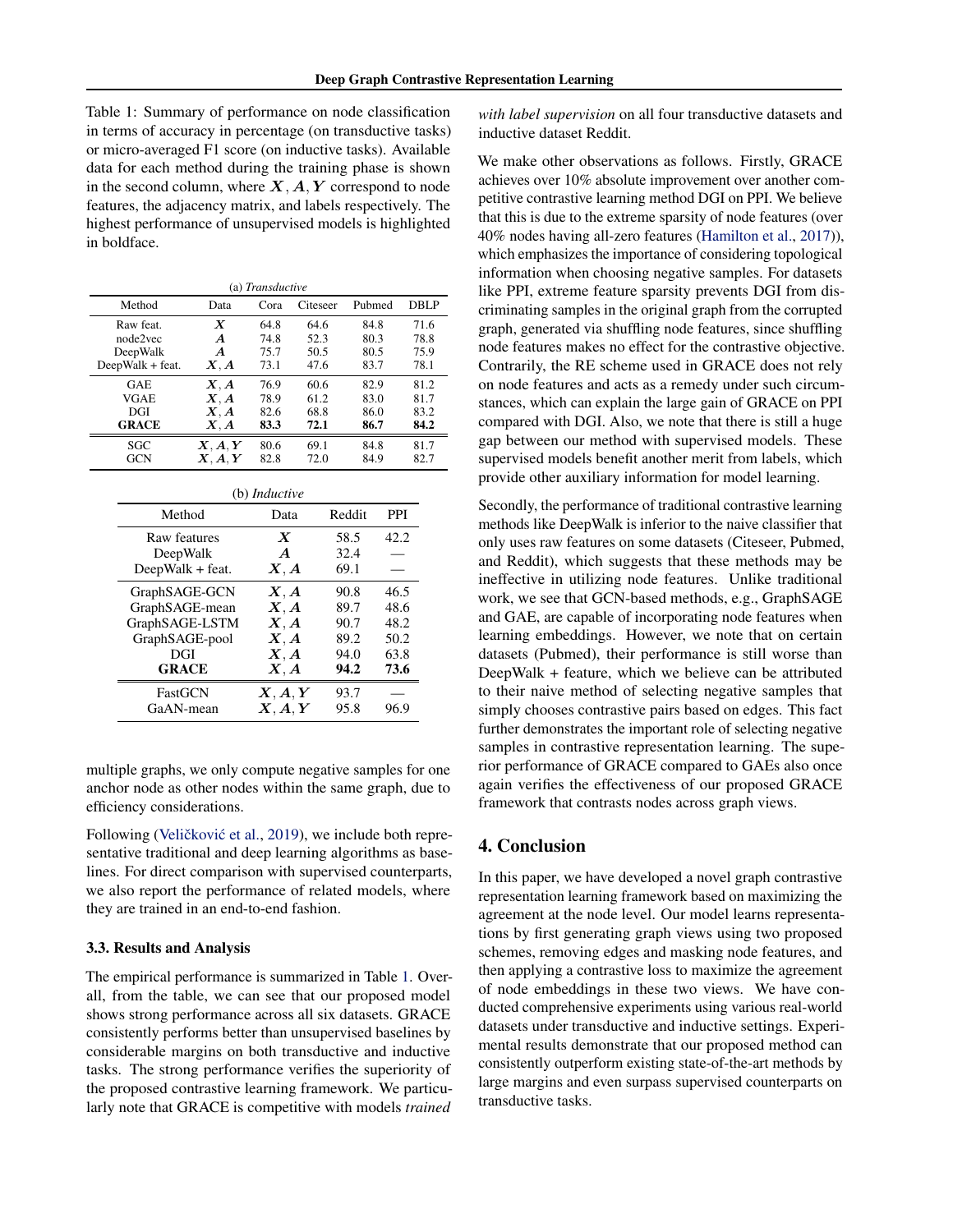Table 1: Summary of performance on node classification in terms of accuracy in percentage (on transductive tasks) or micro-averaged F1 score (on inductive tasks). Available data for each method during the training phase is shown in the second column, where $\boldsymbol{X}, \boldsymbol{A}, \boldsymbol{Y}$ correspond to node features, the adjacency matrix, and labels respectively. The highest performance of unsupervised models is highlighted in boldface.

(a) *Transductive*

| Method | Data | Cora | Citeseer | Pubmed | DBLP |
|---|---|---|---|---|---|
| Raw feat. | $\boldsymbol{X}$ | 64.8 | 64.6 | 84.8 | 71.6 |
| node2vec | $\boldsymbol{A}$ | 74.8 | 52.3 | 80.3 | 78.8 |
| DeepWalk | $\boldsymbol{A}$ | 75.7 | 50.5 | 80.5 | 75.9 |
| DeepWalk + feat. | $\boldsymbol{X}, \boldsymbol{A}$ | 73.1 | 47.6 | 83.7 | 78.1 |
| GAE | $\boldsymbol{X}, \boldsymbol{A}$ | 76.9 | 60.6 | 82.9 | 81.2 |
| VGAE | $\boldsymbol{X}, \boldsymbol{A}$ | 78.9 | 61.2 | 83.0 | 81.7 |
| DGI | $\boldsymbol{X}, \boldsymbol{A}$ | 82.6 | 68.8 | 86.0 | 83.2 |
| **GRACE** | $\boldsymbol{X}, \boldsymbol{A}$ | **83.3** | **72.1** | **86.7** | **84.2** |
| SGC | $\boldsymbol{X}, \boldsymbol{A}, \boldsymbol{Y}$ | 80.6 | 69.1 | 84.8 | 81.7 |
| GCN | $\boldsymbol{X}, \boldsymbol{A}, \boldsymbol{Y}$ | 82.8 | 72.0 | 84.9 | 82.7 |

(b) *Inductive*

| Method | Data | Reddit | PPI |
|---|---|---|---|
| Raw features | $\boldsymbol{X}$ | 58.5 | 42.2 |
| DeepWalk | $\boldsymbol{A}$ | 32.4 | — |
| DeepWalk + feat. | $\boldsymbol{X}, \boldsymbol{A}$ | 69.1 | — |
| GraphSAGE-GCN | $\boldsymbol{X}, \boldsymbol{A}$ | 90.8 | 46.5 |
| GraphSAGE-mean | $\boldsymbol{X}, \boldsymbol{A}$ | 89.7 | 48.6 |
| GraphSAGE-LSTM | $\boldsymbol{X}, \boldsymbol{A}$ | 90.7 | 48.2 |
| GraphSAGE-pool | $\boldsymbol{X}, \boldsymbol{A}$ | 89.2 | 50.2 |
| DGI | $\boldsymbol{X}, \boldsymbol{A}$ | 94.0 | 63.8 |
| **GRACE** | $\boldsymbol{X}, \boldsymbol{A}$ | **94.2** | **73.6** |
| FastGCN | $\boldsymbol{X}, \boldsymbol{A}, \boldsymbol{Y}$ | 93.7 | — |
| GaAN-mean | $\boldsymbol{X}, \boldsymbol{A}, \boldsymbol{Y}$ | 95.8 | 96.9 |

multiple graphs, we only compute negative samples for one anchor node as other nodes within the same graph, due to efficiency considerations.

Following (Veličković et al., 2019), we include both representative traditional and deep learning algorithms as baselines. For direct comparison with supervised counterparts, we also report the performance of related models, where they are trained in an end-to-end fashion.

### 3.3. Results and Analysis

The empirical performance is summarized in Table 1. Overall, from the table, we can see that our proposed model shows strong performance across all six datasets. GRACE consistently performs better than unsupervised baselines by considerable margins on both transductive and inductive tasks. The strong performance verifies the superiority of the proposed contrastive learning framework. We particularly note that GRACE is competitive with models *trained with label supervision* on all four transductive datasets and inductive dataset Reddit.

We make other observations as follows. Firstly, GRACE achieves over 10% absolute improvement over another competitive contrastive learning method DGI on PPI. We believe that this is due to the extreme sparsity of node features (over 40% nodes having all-zero features (Hamilton et al., 2017)), which emphasizes the importance of considering topological information when choosing negative samples. For datasets like PPI, extreme feature sparsity prevents DGI from discriminating samples in the original graph from the corrupted graph, generated via shuffling node features, since shuffling node features makes no effect for the contrastive objective. Contrarily, the RE scheme used in GRACE does not rely on node features and acts as a remedy under such circumstances, which can explain the large gain of GRACE on PPI compared with DGI. Also, we note that there is still a huge gap between our method with supervised models. These supervised models benefit another merit from labels, which provide other auxiliary information for model learning.

Secondly, the performance of traditional contrastive learning methods like DeepWalk is inferior to the naive classifier that only uses raw features on some datasets (Citeseer, Pubmed, and Reddit), which suggests that these methods may be ineffective in utilizing node features. Unlike traditional work, we see that GCN-based methods, e.g., GraphSAGE and GAE, are capable of incorporating node features when learning embeddings. However, we note that on certain datasets (Pubmed), their performance is still worse than DeepWalk + feature, which we believe can be attributed to their naive method of selecting negative samples that simply chooses contrastive pairs based on edges. This fact further demonstrates the important role of selecting negative samples in contrastive representation learning. The superior performance of GRACE compared to GAEs also once again verifies the effectiveness of our proposed GRACE framework that contrasts nodes across graph views.

## 4. Conclusion

In this paper, we have developed a novel graph contrastive representation learning framework based on maximizing the agreement at the node level. Our model learns representations by first generating graph views using two proposed schemes, removing edges and masking node features, and then applying a contrastive loss to maximize the agreement of node embeddings in these two views. We have conducted comprehensive experiments using various real-world datasets under transductive and inductive settings. Experimental results demonstrate that our proposed method can consistently outperform existing state-of-the-art methods by large margins and even surpass supervised counterparts on transductive tasks.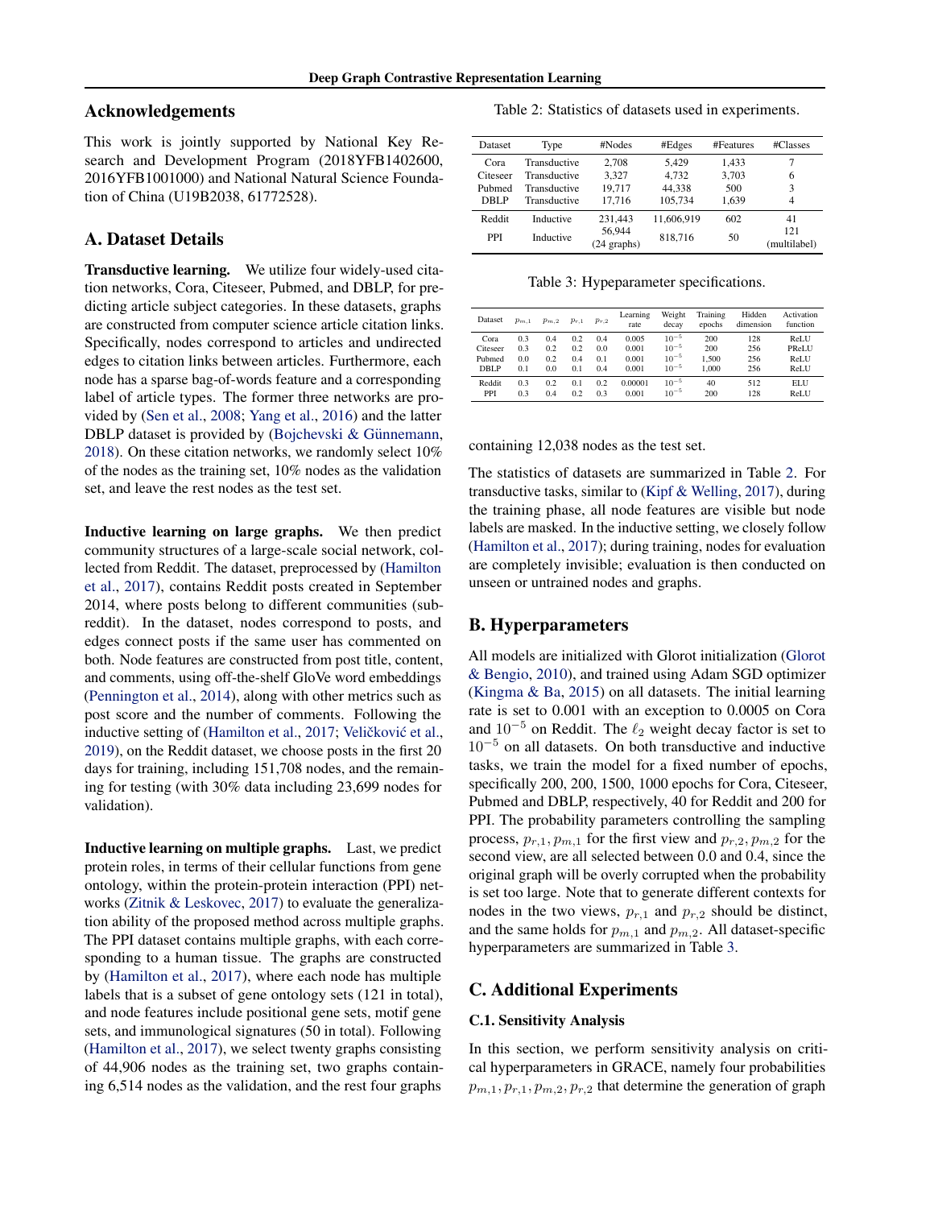## Acknowledgements

This work is jointly supported by National Key Research and Development Program (2018YFB1402600, 2016YFB1001000) and National Natural Science Foundation of China (U19B2038, 61772528).

## A. Dataset Details

**Transductive learning.** We utilize four widely-used citation networks, Cora, Citeseer, Pubmed, and DBLP, for predicting article subject categories. In these datasets, graphs are constructed from computer science article citation links. Specifically, nodes correspond to articles and undirected edges to citation links between articles. Furthermore, each node has a sparse bag-of-words feature and a corresponding label of article types. The former three networks are provided by (Sen et al., 2008; Yang et al., 2016) and the latter DBLP dataset is provided by (Bojchevski & Günnemann, 2018). On these citation networks, we randomly select 10% of the nodes as the training set, 10% nodes as the validation set, and leave the rest nodes as the test set.

**Inductive learning on large graphs.** We then predict community structures of a large-scale social network, collected from Reddit. The dataset, preprocessed by (Hamilton et al., 2017), contains Reddit posts created in September 2014, where posts belong to different communities (subreddit). In the dataset, nodes correspond to posts, and edges connect posts if the same user has commented on both. Node features are constructed from post title, content, and comments, using off-the-shelf GloVe word embeddings (Pennington et al., 2014), along with other metrics such as post score and the number of comments. Following the inductive setting of (Hamilton et al., 2017; Veličković et al., 2019), on the Reddit dataset, we choose posts in the first 20 days for training, including 151,708 nodes, and the remaining for testing (with 30% data including 23,699 nodes for validation).

**Inductive learning on multiple graphs.** Last, we predict protein roles, in terms of their cellular functions from gene ontology, within the protein-protein interaction (PPI) networks (Zitnik & Leskovec, 2017) to evaluate the generalization ability of the proposed method across multiple graphs. The PPI dataset contains multiple graphs, with each corresponding to a human tissue. The graphs are constructed by (Hamilton et al., 2017), where each node has multiple labels that is a subset of gene ontology sets (121 in total), and node features include positional gene sets, motif gene sets, and immunological signatures (50 in total). Following (Hamilton et al., 2017), we select twenty graphs consisting of 44,906 nodes as the training set, two graphs containing 6,514 nodes as the validation, and the rest four graphs containing 12,038 nodes as the test set.

Table 2: Statistics of datasets used in experiments.

| Dataset | Type | #Nodes | #Edges | #Features | #Classes |
|---|---|---|---|---|---|
| Cora | Transductive | 2,708 | 5,429 | 1,433 | 7 |
| Citeseer | Transductive | 3,327 | 4,732 | 3,703 | 6 |
| Pubmed | Transductive | 19,717 | 44,338 | 500 | 3 |
| DBLP | Transductive | 17,716 | 105,734 | 1,639 | 4 |
| Reddit | Inductive | 231,443 | 11,606,919 | 602 | 41 |
| PPI | Inductive | 56,944 (24 graphs) | 818,716 | 50 | 121 (multilabel) |

Table 3: Hypeparameter specifications.

| Dataset | $p_{m,1}$ | $p_{m,2}$ | $p_{r,1}$ | $p_{r,2}$ | Learning rate | Weight decay | Training epochs | Hidden dimension | Activation function |
|---|---|---|---|---|---|---|---|---|---|
| Cora | 0.3 | 0.4 | 0.2 | 0.4 | 0.005 | $10^{-5}$ | 200 | 128 | ReLU |
| Citeseer | 0.3 | 0.2 | 0.2 | 0.0 | 0.001 | $10^{-5}$ | 200 | 256 | PReLU |
| Pubmed | 0.0 | 0.2 | 0.4 | 0.1 | 0.001 | $10^{-5}$ | 1,500 | 256 | ReLU |
| DBLP | 0.1 | 0.0 | 0.1 | 0.4 | 0.001 | $10^{-5}$ | 1,000 | 256 | ReLU |
| Reddit | 0.3 | 0.2 | 0.1 | 0.2 | 0.00001 | $10^{-5}$ | 40 | 512 | ELU |
| PPI | 0.3 | 0.4 | 0.2 | 0.3 | 0.001 | $10^{-5}$ | 200 | 128 | ReLU |

The statistics of datasets are summarized in Table 2. For transductive tasks, similar to (Kipf & Welling, 2017), during the training phase, all node features are visible but node labels are masked. In the inductive setting, we closely follow (Hamilton et al., 2017); during training, nodes for evaluation are completely invisible; evaluation is then conducted on unseen or untrained nodes and graphs.

## B. Hyperparameters

All models are initialized with Glorot initialization (Glorot & Bengio, 2010), and trained using Adam SGD optimizer (Kingma & Ba, 2015) on all datasets. The initial learning rate is set to 0.001 with an exception to 0.0005 on Cora and $10^{-5}$ on Reddit. The $\ell_2$ weight decay factor is set to $10^{-5}$ on all datasets. On both transductive and inductive tasks, we train the model for a fixed number of epochs, specifically 200, 200, 1500, 1000 epochs for Cora, Citeseer, Pubmed and DBLP, respectively, 40 for Reddit and 200 for PPI. The probability parameters controlling the sampling process, $p_{r,1}, p_{m,1}$ for the first view and $p_{r,2}, p_{m,2}$ for the second view, are all selected between 0.0 and 0.4, since the original graph will be overly corrupted when the probability is set too large. Note that to generate different contexts for nodes in the two views, $p_{r,1}$ and $p_{r,2}$ should be distinct, and the same holds for $p_{m,1}$ and $p_{m,2}$. All dataset-specific hyperparameters are summarized in Table 3.

## C. Additional Experiments

### C.1. Sensitivity Analysis

In this section, we perform sensitivity analysis on critical hyperparameters in GRACE, namely four probabilities $p_{m,1}, p_{r,1}, p_{m,2}, p_{r,2}$ that determine the generation of graph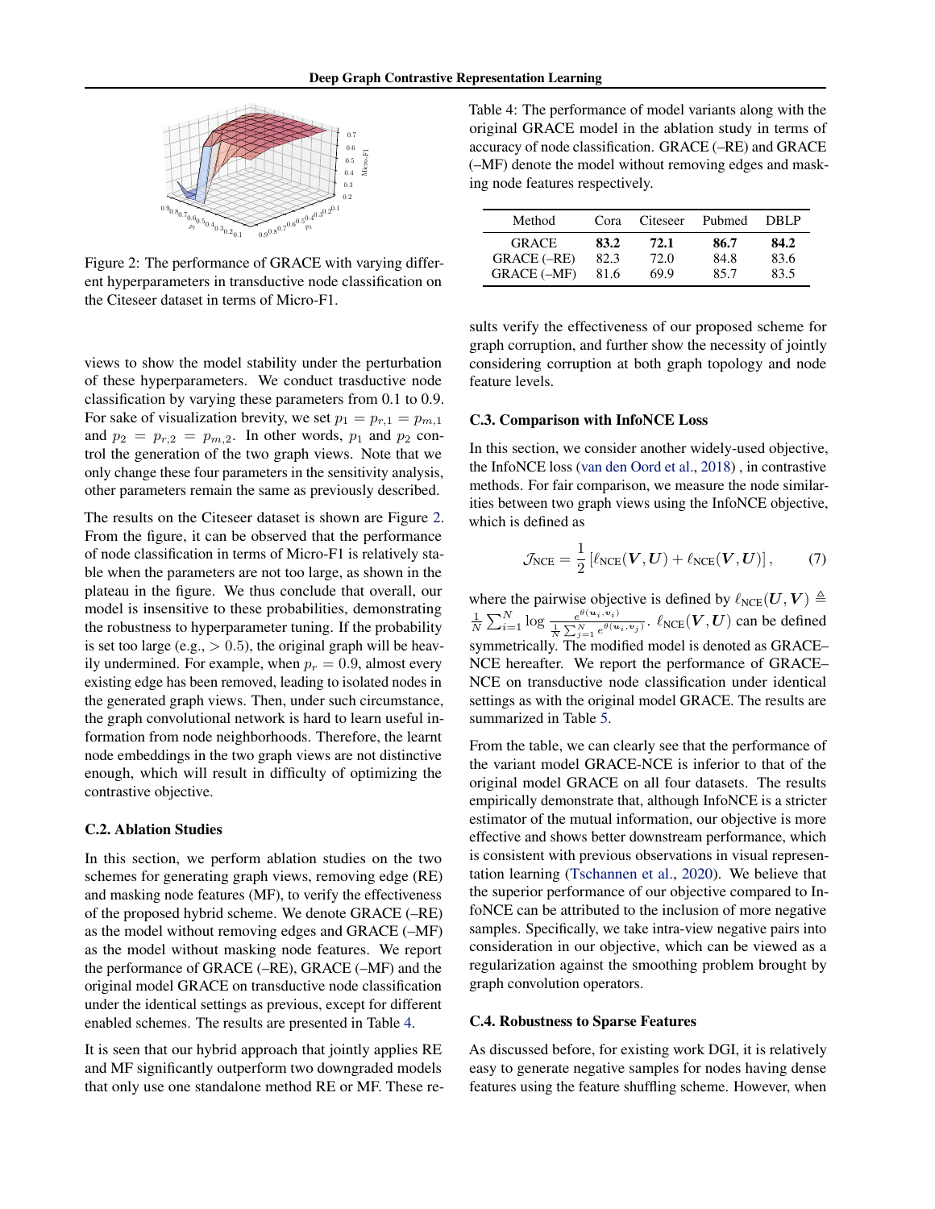Figure 2: The performance of GRACE with varying different hyperparameters in transductive node classification on the Citeseer dataset in terms of Micro-F1.

views to show the model stability under the perturbation of these hyperparameters. We conduct trasductive node classification by varying these parameters from 0.1 to 0.9. For sake of visualization brevity, we set $p_1 = p_{r,1} = p_{m,1}$ and $p_2 = p_{r,2} = p_{m,2}$. In other words, $p_1$ and $p_2$ control the generation of the two graph views. Note that we only change these four parameters in the sensitivity analysis, other parameters remain the same as previously described.

The results on the Citeseer dataset is shown are Figure 2. From the figure, it can be observed that the performance of node classification in terms of Micro-F1 is relatively stable when the parameters are not too large, as shown in the plateau in the figure. We thus conclude that overall, our model is insensitive to these probabilities, demonstrating the robustness to hyperparameter tuning. If the probability is set too large (e.g., $> 0.5$), the original graph will be heavily undermined. For example, when $p_r = 0.9$, almost every existing edge has been removed, leading to isolated nodes in the generated graph views. Then, under such circumstance, the graph convolutional network is hard to learn useful information from node neighborhoods. Therefore, the learnt node embeddings in the two graph views are not distinctive enough, which will result in difficulty of optimizing the contrastive objective.

### C.2. Ablation Studies

In this section, we perform ablation studies on the two schemes for generating graph views, removing edge (RE) and masking node features (MF), to verify the effectiveness of the proposed hybrid scheme. We denote GRACE (–RE) as the model without removing edges and GRACE (–MF) as the model without masking node features. We report the performance of GRACE (–RE), GRACE (–MF) and the original model GRACE on transductive node classification under the identical settings as previous, except for different enabled schemes. The results are presented in Table 4.

It is seen that our hybrid approach that jointly applies RE and MF significantly outperform two downgraded models that only use one standalone method RE or MF. These results verify the effectiveness of our proposed scheme for graph corruption, and further show the necessity of jointly considering corruption at both graph topology and node feature levels.

Table 4: The performance of model variants along with the original GRACE model in the ablation study in terms of accuracy of node classification. GRACE (–RE) and GRACE (–MF) denote the model without removing edges and masking node features respectively.

| Method | Cora | Citeseer | Pubmed | DBLP |
|---|---|---|---|---|
| GRACE | **83.2** | **72.1** | **86.7** | **84.2** |
| GRACE (–RE) | 82.3 | 72.0 | 84.8 | 83.6 |
| GRACE (–MF) | 81.6 | 69.9 | 85.7 | 83.5 |

### C.3. Comparison with InfoNCE Loss

In this section, we consider another widely-used objective, the InfoNCE loss (van den Oord et al., 2018) , in contrastive methods. For fair comparison, we measure the node similarities between two graph views using the InfoNCE objective, which is defined as

$$\mathcal{J}_{\text{NCE}} = \frac{1}{2}\left[\ell_{\text{NCE}}(\boldsymbol{V}, \boldsymbol{U}) + \ell_{\text{NCE}}(\boldsymbol{V}, \boldsymbol{U})\right], \tag{7}$$

where the pairwise objective is defined by $\ell_{\text{NCE}}(\boldsymbol{U}, \boldsymbol{V}) \triangleq \frac{1}{N}\sum_{i=1}^{N} \log \frac{e^{\theta(\boldsymbol{u}_i, \boldsymbol{v}_i)}}{\frac{1}{N}\sum_{j=1}^{N} e^{\theta(\boldsymbol{u}_i, \boldsymbol{v}_j)}}$. $\ell_{\text{NCE}}(\boldsymbol{V}, \boldsymbol{U})$ can be defined symmetrically. The modified model is denoted as GRACE–NCE hereafter. We report the performance of GRACE–NCE on transductive node classification under identical settings as with the original model GRACE. The results are summarized in Table 5.

From the table, we can clearly see that the performance of the variant model GRACE-NCE is inferior to that of the original model GRACE on all four datasets. The results empirically demonstrate that, although InfoNCE is a stricter estimator of the mutual information, our objective is more effective and shows better downstream performance, which is consistent with previous observations in visual representation learning (Tschannen et al., 2020). We believe that the superior performance of our objective compared to InfoNCE can be attributed to the inclusion of more negative samples. Specifically, we take intra-view negative pairs into consideration in our objective, which can be viewed as a regularization against the smoothing problem brought by graph convolution operators.

### C.4. Robustness to Sparse Features

As discussed before, for existing work DGI, it is relatively easy to generate negative samples for nodes having dense features using the feature shuffling scheme. However, when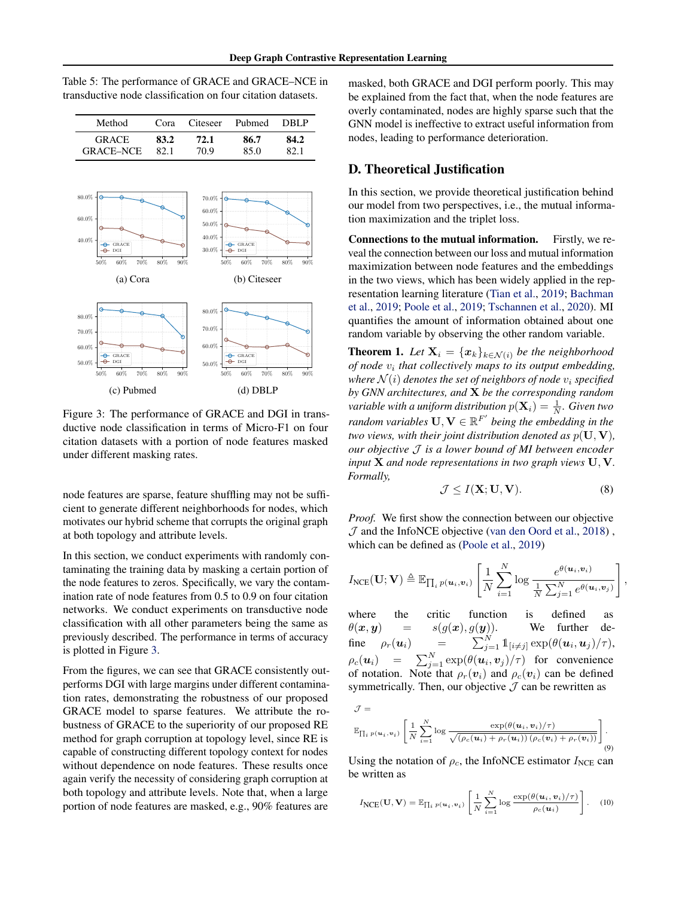Table 5: The performance of GRACE and GRACE–NCE in transductive node classification on four citation datasets.

| Method | Cora | Citeseer | Pubmed | DBLP |
|---|---|---|---|---|
| GRACE | **83.2** | **72.1** | **86.7** | **84.2** |
| GRACE–NCE | 82.1 | 70.9 | 85.0 | 82.1 |

(a) Cora

(b) Citeseer

(c) Pubmed

(d) DBLP

Figure 3: The performance of GRACE and DGI in transductive node classification in terms of Micro-F1 on four citation datasets with a portion of node features masked under different masking rates.

node features are sparse, feature shuffling may not be sufficient to generate different neighborhoods for nodes, which motivates our hybrid scheme that corrupts the original graph at both topology and attribute levels.

In this section, we conduct experiments with randomly contaminating the training data by masking a certain portion of the node features to zeros. Specifically, we vary the contamination rate of node features from 0.5 to 0.9 on four citation networks. We conduct experiments on transductive node classification with all other parameters being the same as previously described. The performance in terms of accuracy is plotted in Figure 3.

From the figures, we can see that GRACE consistently outperforms DGI with large margins under different contamination rates, demonstrating the robustness of our proposed GRACE model to sparse features. We attribute the robustness of GRACE to the superiority of our proposed RE method for graph corruption at topology level, since RE is capable of constructing different topology context for nodes without dependence on node features. These results once again verify the necessity of considering graph corruption at both topology and attribute levels. Note that, when a large portion of node features are masked, e.g., 90% features are masked, both GRACE and DGI perform poorly. This may be explained from the fact that, when the node features are overly contaminated, nodes are highly sparse such that the GNN model is ineffective to extract useful information from nodes, leading to performance deterioration.

## D. Theoretical Justification

In this section, we provide theoretical justification behind our model from two perspectives, i.e., the mutual information maximization and the triplet loss.

**Connections to the mutual information.** Firstly, we reveal the connection between our loss and mutual information maximization between node features and the embeddings in the two views, which has been widely applied in the representation learning literature (Tian et al., 2019; Bachman et al., 2019; Poole et al., 2019; Tschannen et al., 2020). MI quantifies the amount of information obtained about one random variable by observing the other random variable.

**Theorem 1.** *Let $\mathbf{X}_i = \{\boldsymbol{x}_k\}_{k \in \mathcal{N}(i)}$ be the neighborhood of node $v_i$ that collectively maps to its output embedding, where $\mathcal{N}(i)$ denotes the set of neighbors of node $v_i$ specified by GNN architectures, and $\mathbf{X}$ be the corresponding random variable with a uniform distribution $p(\mathbf{X}_i) = \frac{1}{N}$. Given two random variables $\mathbf{U}, \mathbf{V} \in \mathbb{R}^{F'}$ being the embedding in the two views, with their joint distribution denoted as $p(\mathbf{U}, \mathbf{V})$, our objective $\mathcal{J}$ is a lower bound of MI between encoder input $\mathbf{X}$ and node representations in two graph views $\mathbf{U}, \mathbf{V}$. Formally,*

$$\mathcal{J} \leq I(\mathbf{X}; \mathbf{U}, \mathbf{V}). \tag{8}$$

*Proof.* We first show the connection between our objective $\mathcal{J}$ and the InfoNCE objective (van den Oord et al., 2018) , which can be defined as (Poole et al., 2019)

$$I_{\text{NCE}}(\mathbf{U}; \mathbf{V}) \triangleq \mathbb{E}_{\prod_i p(\boldsymbol{u}_i, \boldsymbol{v}_i)} \left[ \frac{1}{N} \sum_{i=1}^{N} \log \frac{e^{\theta(\boldsymbol{u}_i, \boldsymbol{v}_i)}}{\frac{1}{N} \sum_{j=1}^{N} e^{\theta(\boldsymbol{u}_i, \boldsymbol{v}_j)}} \right],$$

where the critic function is defined as $\theta(\boldsymbol{x}, \boldsymbol{y}) = s(g(\boldsymbol{x}), g(\boldsymbol{y}))$. We further define $\rho_r(\boldsymbol{u}_i) = \sum_{j=1}^{N} \mathbb{1}_{[i \neq j]} \exp(\theta(\boldsymbol{u}_i, \boldsymbol{u}_j)/\tau)$, $\rho_c(\boldsymbol{u}_i) = \sum_{j=1}^{N} \exp(\theta(\boldsymbol{u}_i, \boldsymbol{v}_j)/\tau)$ for convenience of notation. Note that $\rho_r(\boldsymbol{v}_i)$ and $\rho_c(\boldsymbol{v}_i)$ can be defined symmetrically. Then, our objective $\mathcal{J}$ can be rewritten as

$$\mathcal{J} = \mathbb{E}_{\prod_i p(\boldsymbol{u}_i, \boldsymbol{v}_i)} \left[ \frac{1}{N} \sum_{i=1}^{N} \log \frac{\exp(\theta(\boldsymbol{u}_i, \boldsymbol{v}_i)/\tau)}{\sqrt{(\rho_c(\boldsymbol{u}_i) + \rho_r(\boldsymbol{u}_i))\,(\rho_c(\boldsymbol{v}_i) + \rho_r(\boldsymbol{v}_i))}} \right]. \tag{9}$$

Using the notation of $\rho_c$, the InfoNCE estimator $I_{\text{NCE}}$ can be written as

$$I_{\text{NCE}}(\mathbf{U}, \mathbf{V}) = \mathbb{E}_{\prod_i p(\boldsymbol{u}_i, \boldsymbol{v}_i)} \left[ \frac{1}{N} \sum_{i=1}^{N} \log \frac{\exp(\theta(\boldsymbol{u}_i, \boldsymbol{v}_i)/\tau)}{\rho_c(\boldsymbol{u}_i)} \right]. \tag{10}$$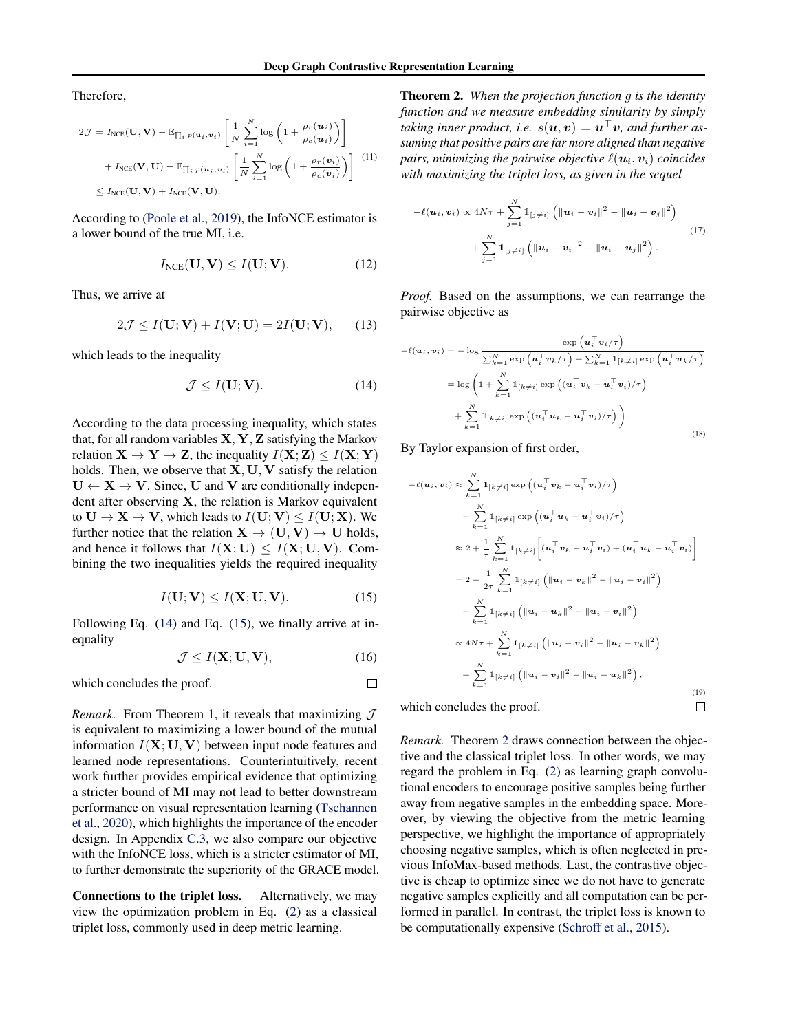Therefore,

$$
\begin{aligned}
2\mathcal{J} = & I_{\text{NCE}}(\mathbf{U}, \mathbf{V}) - \mathbb{E}_{\prod_i p(\boldsymbol{u}_i, \boldsymbol{v}_i)} \left[ \frac{1}{N} \sum_{i=1}^{N} \log \left( 1 + \frac{\rho_r(\boldsymbol{u}_i)}{\rho_c(\boldsymbol{u}_i)} \right) \right] \\
& + I_{\text{NCE}}(\mathbf{V}, \mathbf{U}) - \mathbb{E}_{\prod_i p(\boldsymbol{u}_i, \boldsymbol{v}_i)} \left[ \frac{1}{N} \sum_{i=1}^{N} \log \left( 1 + \frac{\rho_r(\boldsymbol{v}_i)}{\rho_c(\boldsymbol{v}_i)} \right) \right] \\
\leq & I_{\text{NCE}}(\mathbf{U}, \mathbf{V}) + I_{\text{NCE}}(\mathbf{V}, \mathbf{U}).
\end{aligned} \tag{11}
$$

According to (Poole et al., 2019), the InfoNCE estimator is a lower bound of the true MI, i.e.

$$
I_{\text{NCE}}(\mathbf{U}, \mathbf{V}) \leq I(\mathbf{U}; \mathbf{V}). \tag{12}
$$

Thus, we arrive at

$$
2\mathcal{J} \leq I(\mathbf{U}; \mathbf{V}) + I(\mathbf{V}; \mathbf{U}) = 2I(\mathbf{U}; \mathbf{V}), \tag{13}
$$

which leads to the inequality

$$
\mathcal{J} \leq I(\mathbf{U}; \mathbf{V}). \tag{14}
$$

According to the data processing inequality, which states that, for all random variables $\mathbf{X}, \mathbf{Y}, \mathbf{Z}$ satisfying the Markov relation $\mathbf{X} \rightarrow \mathbf{Y} \rightarrow \mathbf{Z}$, the inequality $I(\mathbf{X}; \mathbf{Z}) \leq I(\mathbf{X}; \mathbf{Y})$ holds. Then, we observe that $\mathbf{X}, \mathbf{U}, \mathbf{V}$ satisfy the relation $\mathbf{U} \leftarrow \mathbf{X} \rightarrow \mathbf{V}$. Since, $\mathbf{U}$ and $\mathbf{V}$ are conditionally independent after observing $\mathbf{X}$, the relation is Markov equivalent to $\mathbf{U} \rightarrow \mathbf{X} \rightarrow \mathbf{V}$, which leads to $I(\mathbf{U}; \mathbf{V}) \leq I(\mathbf{U}; \mathbf{X})$. We further notice that the relation $\mathbf{X} \rightarrow (\mathbf{U}, \mathbf{V}) \rightarrow \mathbf{U}$ holds, and hence it follows that $I(\mathbf{X}; \mathbf{U}) \leq I(\mathbf{X}; \mathbf{U}, \mathbf{V})$. Combining the two inequalities yields the required inequality

$$
I(\mathbf{U}; \mathbf{V}) \leq I(\mathbf{X}; \mathbf{U}, \mathbf{V}). \tag{15}
$$

Following Eq. (14) and Eq. (15), we finally arrive at inequality

$$
\mathcal{J} \leq I(\mathbf{X}; \mathbf{U}, \mathbf{V}), \tag{16}
$$

which concludes the proof. □

*Remark.* From Theorem 1, it reveals that maximizing $\mathcal{J}$ is equivalent to maximizing a lower bound of the mutual information $I(\mathbf{X}; \mathbf{U}, \mathbf{V})$ between input node features and learned node representations. Counterintuitively, recent work further provides empirical evidence that optimizing a stricter bound of MI may not lead to better downstream performance on visual representation learning (Tschannen et al., 2020), which highlights the importance of the encoder design. In Appendix C.3, we also compare our objective with the InfoNCE loss, which is a stricter estimator of MI, to further demonstrate the superiority of the GRACE model.

**Connections to the triplet loss.** Alternatively, we may view the optimization problem in Eq. (2) as a classical triplet loss, commonly used in deep metric learning.

**Theorem 2.** *When the projection function $g$ is the identity function and we measure embedding similarity by simply taking inner product, i.e. $s(\boldsymbol{u}, \boldsymbol{v}) = \boldsymbol{u}^\top \boldsymbol{v}$, and further assuming that positive pairs are far more aligned than negative pairs, minimizing the pairwise objective $\ell(\boldsymbol{u}_i, \boldsymbol{v}_i)$ coincides with maximizing the triplet loss, as given in the sequel*

$$
\begin{aligned}
-\ell(\boldsymbol{u}_i, \boldsymbol{v}_i) \propto\ & 4N\tau + \sum_{j=1}^{N} \mathbb{1}_{[j \neq i]} \left( \|\boldsymbol{u}_i - \boldsymbol{v}_i\|^2 - \|\boldsymbol{u}_i - \boldsymbol{v}_j\|^2 \right) \\
& + \sum_{j=1}^{N} \mathbb{1}_{[j \neq i]} \left( \|\boldsymbol{u}_i - \boldsymbol{v}_i\|^2 - \|\boldsymbol{u}_i - \boldsymbol{u}_j\|^2 \right).
\end{aligned} \tag{17}
$$

*Proof.* Based on the assumptions, we can rearrange the pairwise objective as

$$
\begin{aligned}
-\ell(\boldsymbol{u}_i, \boldsymbol{v}_i) & = -\log \frac{\exp\left(\boldsymbol{u}_i^\top \boldsymbol{v}_i / \tau\right)}{\sum_{k=1}^{N} \exp\left(\boldsymbol{u}_i^\top \boldsymbol{v}_k / \tau\right) + \sum_{k=1}^{N} \mathbb{1}_{[k \neq i]} \exp\left(\boldsymbol{u}_i^\top \boldsymbol{u}_k / \tau\right)} \\
& = \log \left( 1 + \sum_{k=1}^{N} \mathbb{1}_{[k \neq i]} \exp\left( (\boldsymbol{u}_i^\top \boldsymbol{v}_k - \boldsymbol{u}_i^\top \boldsymbol{v}_i) / \tau \right) \right. \\
& \qquad \left. + \sum_{k=1}^{N} \mathbb{1}_{[k \neq i]} \exp\left( (\boldsymbol{u}_i^\top \boldsymbol{u}_k - \boldsymbol{u}_i^\top \boldsymbol{v}_i) / \tau \right) \right).
\end{aligned} \tag{18}
$$

By Taylor expansion of first order,

$$
\begin{aligned}
-\ell(\boldsymbol{u}_i, \boldsymbol{v}_i) & \approx \sum_{k=1}^{N} \mathbb{1}_{[k \neq i]} \exp\left( (\boldsymbol{u}_i^\top \boldsymbol{v}_k - \boldsymbol{u}_i^\top \boldsymbol{v}_i) / \tau \right) \\
& \quad + \sum_{k=1}^{N} \mathbb{1}_{[k \neq i]} \exp\left( (\boldsymbol{u}_i^\top \boldsymbol{u}_k - \boldsymbol{u}_i^\top \boldsymbol{v}_i) / \tau \right) \\
& \approx 2 + \frac{1}{\tau} \sum_{k=1}^{N} \mathbb{1}_{[k \neq i]} \left[ (\boldsymbol{u}_i^\top \boldsymbol{v}_k - \boldsymbol{u}_i^\top \boldsymbol{v}_i) + (\boldsymbol{u}_i^\top \boldsymbol{u}_k - \boldsymbol{u}_i^\top \boldsymbol{v}_i) \right] \\
& = 2 - \frac{1}{2\tau} \sum_{k=1}^{N} \mathbb{1}_{[k \neq i]} \left( \|\boldsymbol{u}_i - \boldsymbol{v}_k\|^2 - \|\boldsymbol{u}_i - \boldsymbol{v}_i\|^2 \right) \\
& \quad + \sum_{k=1}^{N} \mathbb{1}_{[k \neq i]} \left( \|\boldsymbol{u}_i - \boldsymbol{u}_k\|^2 - \|\boldsymbol{u}_i - \boldsymbol{v}_i\|^2 \right) \\
& \propto 4N\tau + \sum_{k=1}^{N} \mathbb{1}_{[k \neq i]} \left( \|\boldsymbol{u}_i - \boldsymbol{v}_i\|^2 - \|\boldsymbol{u}_i - \boldsymbol{v}_k\|^2 \right) \\
& \quad + \sum_{k=1}^{N} \mathbb{1}_{[k \neq i]} \left( \|\boldsymbol{u}_i - \boldsymbol{v}_i\|^2 - \|\boldsymbol{u}_i - \boldsymbol{u}_k\|^2 \right),
\end{aligned} \tag{19}
$$

which concludes the proof. □

*Remark.* Theorem 2 draws connection between the objective and the classical triplet loss. In other words, we may regard the problem in Eq. (2) as learning graph convolutional encoders to encourage positive samples being further away from negative samples in the embedding space. Moreover, by viewing the objective from the metric learning perspective, we highlight the importance of appropriately choosing negative samples, which is often neglected in previous InfoMax-based methods. Last, the contrastive objective is cheap to optimize since we do not have to generate negative samples explicitly and all computation can be performed in parallel. In contrast, the triplet loss is known to be computationally expensive (Schroff et al., 2015).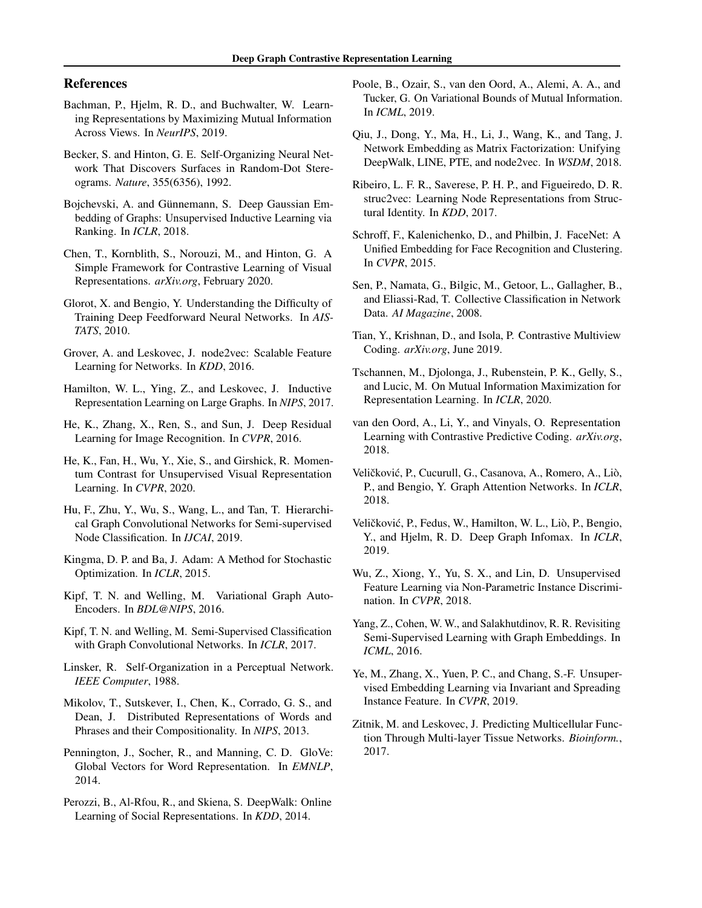## References

Bachman, P., Hjelm, R. D., and Buchwalter, W. Learning Representations by Maximizing Mutual Information Across Views. In *NeurIPS*, 2019.

Becker, S. and Hinton, G. E. Self-Organizing Neural Network That Discovers Surfaces in Random-Dot Stereograms. *Nature*, 355(6356), 1992.

Bojchevski, A. and Günnemann, S. Deep Gaussian Embedding of Graphs: Unsupervised Inductive Learning via Ranking. In *ICLR*, 2018.

Chen, T., Kornblith, S., Norouzi, M., and Hinton, G. A Simple Framework for Contrastive Learning of Visual Representations. *arXiv.org*, February 2020.

Glorot, X. and Bengio, Y. Understanding the Difficulty of Training Deep Feedforward Neural Networks. In *AISTATS*, 2010.

Grover, A. and Leskovec, J. node2vec: Scalable Feature Learning for Networks. In *KDD*, 2016.

Hamilton, W. L., Ying, Z., and Leskovec, J. Inductive Representation Learning on Large Graphs. In *NIPS*, 2017.

He, K., Zhang, X., Ren, S., and Sun, J. Deep Residual Learning for Image Recognition. In *CVPR*, 2016.

He, K., Fan, H., Wu, Y., Xie, S., and Girshick, R. Momentum Contrast for Unsupervised Visual Representation Learning. In *CVPR*, 2020.

Hu, F., Zhu, Y., Wu, S., Wang, L., and Tan, T. Hierarchical Graph Convolutional Networks for Semi-supervised Node Classification. In *IJCAI*, 2019.

Kingma, D. P. and Ba, J. Adam: A Method for Stochastic Optimization. In *ICLR*, 2015.

Kipf, T. N. and Welling, M. Variational Graph Auto-Encoders. In *BDL@NIPS*, 2016.

Kipf, T. N. and Welling, M. Semi-Supervised Classification with Graph Convolutional Networks. In *ICLR*, 2017.

Linsker, R. Self-Organization in a Perceptual Network. *IEEE Computer*, 1988.

Mikolov, T., Sutskever, I., Chen, K., Corrado, G. S., and Dean, J. Distributed Representations of Words and Phrases and their Compositionality. In *NIPS*, 2013.

Pennington, J., Socher, R., and Manning, C. D. GloVe: Global Vectors for Word Representation. In *EMNLP*, 2014.

Perozzi, B., Al-Rfou, R., and Skiena, S. DeepWalk: Online Learning of Social Representations. In *KDD*, 2014.

Poole, B., Ozair, S., van den Oord, A., Alemi, A. A., and Tucker, G. On Variational Bounds of Mutual Information. In *ICML*, 2019.

Qiu, J., Dong, Y., Ma, H., Li, J., Wang, K., and Tang, J. Network Embedding as Matrix Factorization: Unifying DeepWalk, LINE, PTE, and node2vec. In *WSDM*, 2018.

Ribeiro, L. F. R., Saverese, P. H. P., and Figueiredo, D. R. struc2vec: Learning Node Representations from Structural Identity. In *KDD*, 2017.

Schroff, F., Kalenichenko, D., and Philbin, J. FaceNet: A Unified Embedding for Face Recognition and Clustering. In *CVPR*, 2015.

Sen, P., Namata, G., Bilgic, M., Getoor, L., Gallagher, B., and Eliassi-Rad, T. Collective Classification in Network Data. *AI Magazine*, 2008.

Tian, Y., Krishnan, D., and Isola, P. Contrastive Multiview Coding. *arXiv.org*, June 2019.

Tschannen, M., Djolonga, J., Rubenstein, P. K., Gelly, S., and Lucic, M. On Mutual Information Maximization for Representation Learning. In *ICLR*, 2020.

van den Oord, A., Li, Y., and Vinyals, O. Representation Learning with Contrastive Predictive Coding. *arXiv.org*, 2018.

Veličković, P., Cucurull, G., Casanova, A., Romero, A., Liò, P., and Bengio, Y. Graph Attention Networks. In *ICLR*, 2018.

Veličković, P., Fedus, W., Hamilton, W. L., Liò, P., Bengio, Y., and Hjelm, R. D. Deep Graph Infomax. In *ICLR*, 2019.

Wu, Z., Xiong, Y., Yu, S. X., and Lin, D. Unsupervised Feature Learning via Non-Parametric Instance Discrimination. In *CVPR*, 2018.

Yang, Z., Cohen, W. W., and Salakhutdinov, R. R. Revisiting Semi-Supervised Learning with Graph Embeddings. In *ICML*, 2016.

Ye, M., Zhang, X., Yuen, P. C., and Chang, S.-F. Unsupervised Embedding Learning via Invariant and Spreading Instance Feature. In *CVPR*, 2019.

Zitnik, M. and Leskovec, J. Predicting Multicellular Function Through Multi-layer Tissue Networks. *Bioinform.*, 2017.